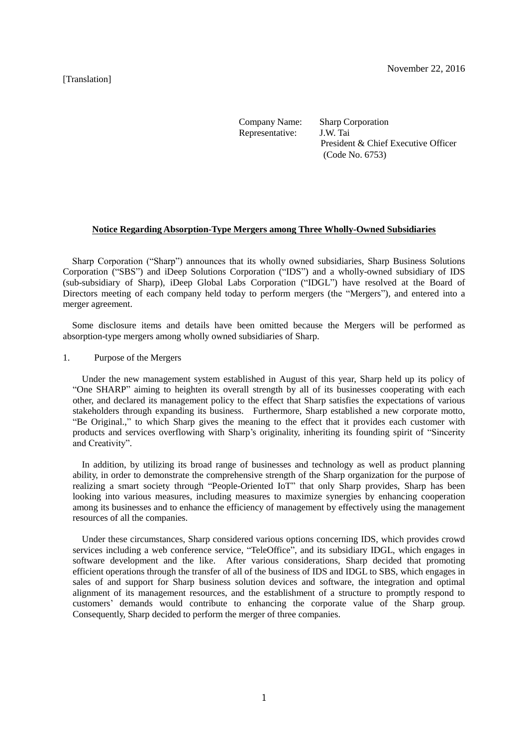[Translation]

November 22, 2016

Company Name: Sharp Corporation
Representative: J.W. Tai
President & Chief Executive Officer
(Code No. 6753)

## Notice Regarding Absorption-Type Mergers among Three Wholly-Owned Subsidiaries

Sharp Corporation ("Sharp") announces that its wholly owned subsidiaries, Sharp Business Solutions Corporation ("SBS") and iDeep Solutions Corporation ("IDS") and a wholly-owned subsidiary of IDS (sub-subsidiary of Sharp), iDeep Global Labs Corporation ("IDGL") have resolved at the Board of Directors meeting of each company held today to perform mergers (the "Mergers"), and entered into a merger agreement.

Some disclosure items and details have been omitted because the Mergers will be performed as absorption-type mergers among wholly owned subsidiaries of Sharp.

1. Purpose of the Mergers

Under the new management system established in August of this year, Sharp held up its policy of "One SHARP" aiming to heighten its overall strength by all of its businesses cooperating with each other, and declared its management policy to the effect that Sharp satisfies the expectations of various stakeholders through expanding its business. Furthermore, Sharp established a new corporate motto, "Be Original.," to which Sharp gives the meaning to the effect that it provides each customer with products and services overflowing with Sharp's originality, inheriting its founding spirit of "Sincerity and Creativity".

In addition, by utilizing its broad range of businesses and technology as well as product planning ability, in order to demonstrate the comprehensive strength of the Sharp organization for the purpose of realizing a smart society through "People-Oriented IoT" that only Sharp provides, Sharp has been looking into various measures, including measures to maximize synergies by enhancing cooperation among its businesses and to enhance the efficiency of management by effectively using the management resources of all the companies.

Under these circumstances, Sharp considered various options concerning IDS, which provides crowd services including a web conference service, "TeleOffice", and its subsidiary IDGL, which engages in software development and the like. After various considerations, Sharp decided that promoting efficient operations through the transfer of all of the business of IDS and IDGL to SBS, which engages in sales of and support for Sharp business solution devices and software, the integration and optimal alignment of its management resources, and the establishment of a structure to promptly respond to customers' demands would contribute to enhancing the corporate value of the Sharp group. Consequently, Sharp decided to perform the merger of three companies.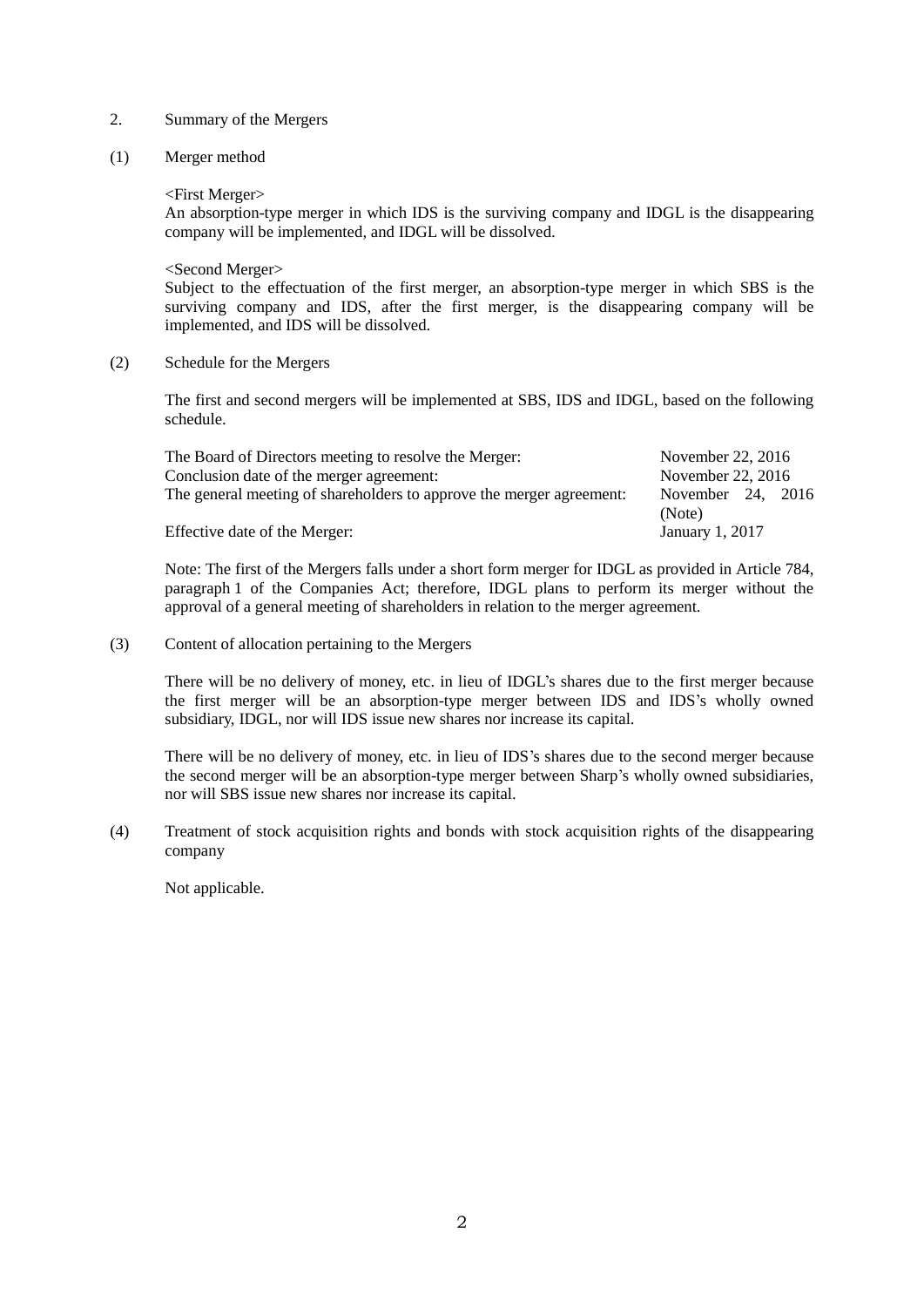## 2. Summary of the Mergers

### (1) Merger method

<First Merger>
An absorption-type merger in which IDS is the surviving company and IDGL is the disappearing company will be implemented, and IDGL will be dissolved.

<Second Merger>
Subject to the effectuation of the first merger, an absorption-type merger in which SBS is the surviving company and IDS, after the first merger, is the disappearing company will be implemented, and IDS will be dissolved.

### (2) Schedule for the Mergers

The first and second mergers will be implemented at SBS, IDS and IDGL, based on the following schedule.

| | |
|---|---|
| The Board of Directors meeting to resolve the Merger: | November 22, 2016 |
| Conclusion date of the merger agreement: | November 22, 2016 |
| The general meeting of shareholders to approve the merger agreement: | November 24, 2016 (Note) |
| Effective date of the Merger: | January 1, 2017 |

Note: The first of the Mergers falls under a short form merger for IDGL as provided in Article 784, paragraph 1 of the Companies Act; therefore, IDGL plans to perform its merger without the approval of a general meeting of shareholders in relation to the merger agreement.

### (3) Content of allocation pertaining to the Mergers

There will be no delivery of money, etc. in lieu of IDGL's shares due to the first merger because the first merger will be an absorption-type merger between IDS and IDS's wholly owned subsidiary, IDGL, nor will IDS issue new shares nor increase its capital.

There will be no delivery of money, etc. in lieu of IDS's shares due to the second merger because the second merger will be an absorption-type merger between Sharp's wholly owned subsidiaries, nor will SBS issue new shares nor increase its capital.

### (4) Treatment of stock acquisition rights and bonds with stock acquisition rights of the disappearing company

Not applicable.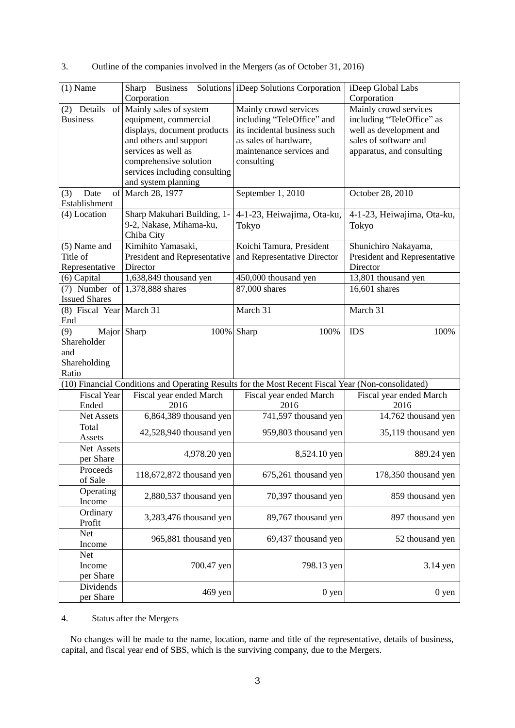3. Outline of the companies involved in the Mergers (as of October 31, 2016)

| (1) Name | Sharp Business Solutions Corporation | iDeep Solutions Corporation | iDeep Global Labs Corporation |
|---|---|---|---|
| (2) Details of Business | Mainly sales of system equipment, commercial displays, document products and others and support services as well as comprehensive solution services including consulting and system planning | Mainly crowd services including "TeleOffice" and its incidental business such as sales of hardware, maintenance services and consulting | Mainly crowd services including "TeleOffice" as well as development and sales of software and apparatus, and consulting |
| (3) Date of Establishment | March 28, 1977 | September 1, 2010 | October 28, 2010 |
| (4) Location | Sharp Makuhari Building, 1-9-2, Nakase, Mihama-ku, Chiba City | 4-1-23, Heiwajima, Ota-ku, Tokyo | 4-1-23, Heiwajima, Ota-ku, Tokyo |
| (5) Name and Title of Representative | Kimihito Yamasaki, President and Representative Director | Koichi Tamura, President and Representative Director | Shunichiro Nakayama, President and Representative Director |
| (6) Capital | 1,638,849 thousand yen | 450,000 thousand yen | 13,801 thousand yen |
| (7) Number of Issued Shares | 1,378,888 shares | 87,000 shares | 16,601 shares |
| (8) Fiscal Year End | March 31 | March 31 | March 31 |
| (9) Major Shareholder and Shareholding Ratio | Sharp 100% | Sharp 100% | IDS 100% |
| (10) Financial Conditions and Operating Results for the Most Recent Fiscal Year (Non-consolidated) | | | |
| Fiscal Year Ended | Fiscal year ended March 2016 | Fiscal year ended March 2016 | Fiscal year ended March 2016 |
| Net Assets | 6,864,389 thousand yen | 741,597 thousand yen | 14,762 thousand yen |
| Total Assets | 42,528,940 thousand yen | 959,803 thousand yen | 35,119 thousand yen |
| Net Assets per Share | 4,978.20 yen | 8,524.10 yen | 889.24 yen |
| Proceeds of Sale | 118,672,872 thousand yen | 675,261 thousand yen | 178,350 thousand yen |
| Operating Income | 2,880,537 thousand yen | 70,397 thousand yen | 859 thousand yen |
| Ordinary Profit | 3,283,476 thousand yen | 89,767 thousand yen | 897 thousand yen |
| Net Income | 965,881 thousand yen | 69,437 thousand yen | 52 thousand yen |
| Net Income per Share | 700.47 yen | 798.13 yen | 3.14 yen |
| Dividends per Share | 469 yen | 0 yen | 0 yen |

4. Status after the Mergers

No changes will be made to the name, location, name and title of the representative, details of business, capital, and fiscal year end of SBS, which is the surviving company, due to the Mergers.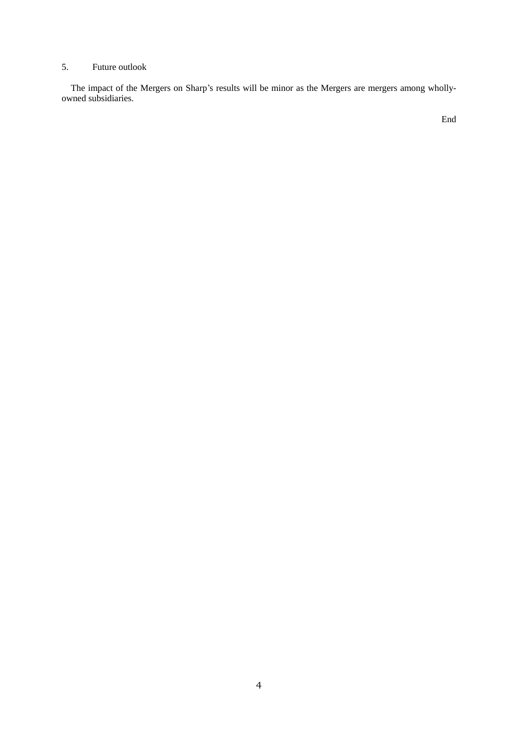5. Future outlook

The impact of the Mergers on Sharp's results will be minor as the Mergers are mergers among wholly-owned subsidiaries.

End